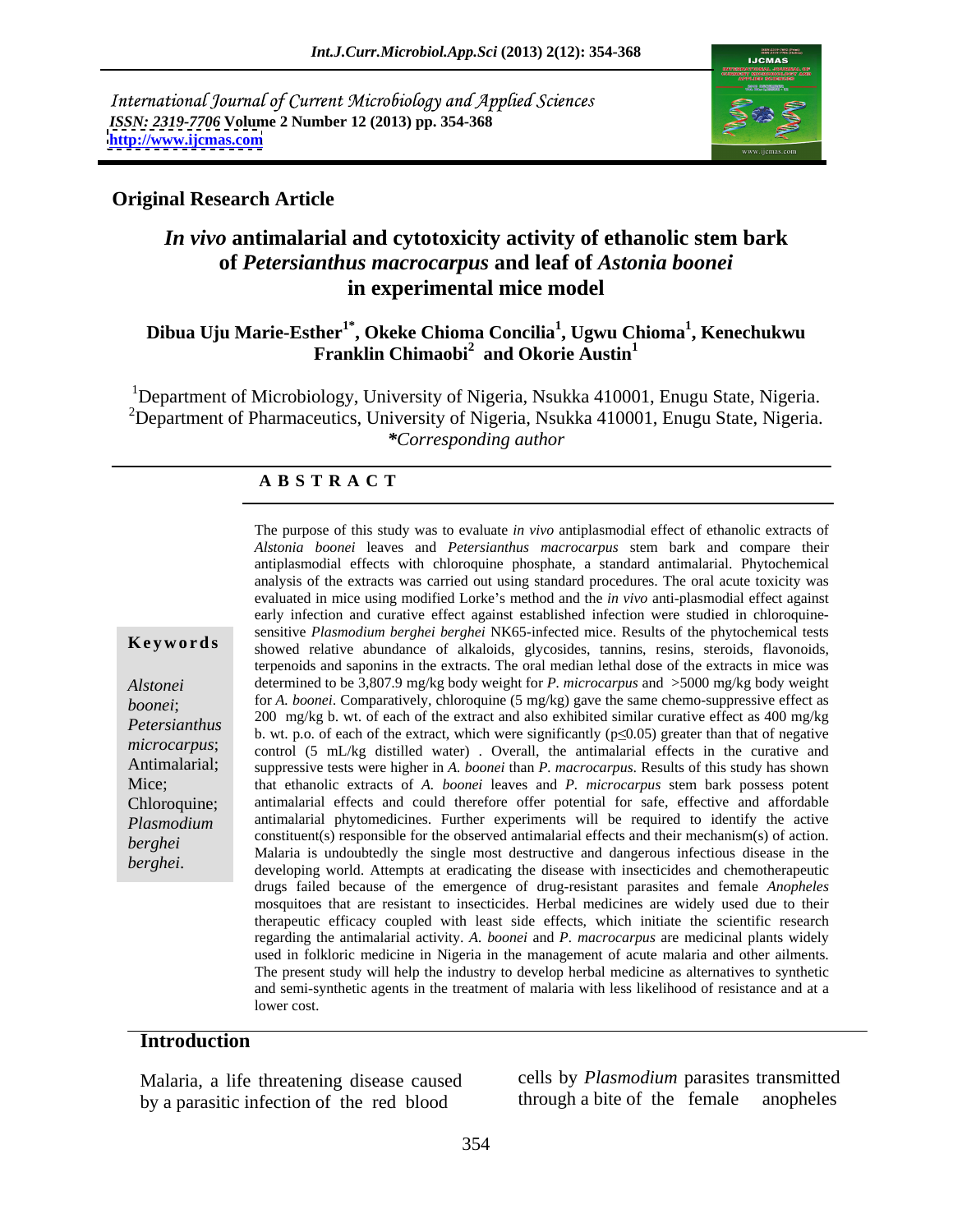International Journal of Current Microbiology and Applied Sciences
*ISSN: 2319-7706* **Volume 2 Number 12 (2013) pp. 354-368**
**http://www.ijcmas.com**

**Original Research Article**

# *In vivo* antimalarial and cytotoxicity activity of ethanolic stem bark of *Petersianthus macrocarpus* and leaf of *Astonia boonei* in experimental mice model

**Dibua Uju Marie-Esther[1*], Okeke Chioma Concilia[1], Ugwu Chioma[1], Kenechukwu Franklin Chimaobi[2] and Okorie Austin[1]**

[1]Department of Microbiology, University of Nigeria, Nsukka 410001, Enugu State, Nigeria.
[2]Department of Pharmaceutics, University of Nigeria, Nsukka 410001, Enugu State, Nigeria.
*\*Corresponding author*

## ABSTRACT

**Keywords**

*Alstonei boonei*; *Petersianthus microcarpus*; Antimalarial; Mice; Chloroquine; *Plasmodium berghei berghei*.

The purpose of this study was to evaluate *in vivo* antiplasmodial effect of ethanolic extracts of *Alstonia boonei* leaves and *Petersianthus macrocarpus* stem bark and compare their antiplasmodial effects with chloroquine phosphate, a standard antimalarial. Phytochemical analysis of the extracts was carried out using standard procedures. The oral acute toxicity was evaluated in mice using modified Lorke's method and the *in vivo* anti-plasmodial effect against early infection and curative effect against established infection were studied in chloroquine-sensitive *Plasmodium berghei berghei* NK65-infected mice. Results of the phytochemical tests showed relative abundance of alkaloids, glycosides, tannins, resins, steroids, flavonoids, terpenoids and saponins in the extracts. The oral median lethal dose of the extracts in mice was determined to be 3,807.9 mg/kg body weight for *P. microcarpus* and >5000 mg/kg body weight for *A. boonei*. Comparatively, chloroquine (5 mg/kg) gave the same chemo-suppressive effect as 200 mg/kg b. wt. of each of the extract and also exhibited similar curative effect as 400 mg/kg b. wt. p.o. of each of the extract, which were significantly ($p \leq 0.05$) greater than that of negative control (5 mL/kg distilled water) . Overall, the antimalarial effects in the curative and suppressive tests were higher in *A. boonei* than *P. macrocarpus*. Results of this study has shown that ethanolic extracts of *A. boonei* leaves and *P. microcarpus* stem bark possess potent antimalarial effects and could therefore offer potential for safe, effective and affordable antimalarial phytomedicines. Further experiments will be required to identify the active constituent(s) responsible for the observed antimalarial effects and their mechanism(s) of action. Malaria is undoubtedly the single most destructive and dangerous infectious disease in the developing world. Attempts at eradicating the disease with insecticides and chemotherapeutic drugs failed because of the emergence of drug-resistant parasites and female *Anopheles* mosquitoes that are resistant to insecticides. Herbal medicines are widely used due to their therapeutic efficacy coupled with least side effects, which initiate the scientific research regarding the antimalarial activity. *A. boonei* and *P. macrocarpus* are medicinal plants widely used in folkloric medicine in Nigeria in the management of acute malaria and other ailments. The present study will help the industry to develop herbal medicine as alternatives to synthetic and semi-synthetic agents in the treatment of malaria with less likelihood of resistance and at a lower cost.

## Introduction

Malaria, a life threatening disease caused by a parasitic infection of the red blood cells by *Plasmodium* parasites transmitted through a bite of the female anopheles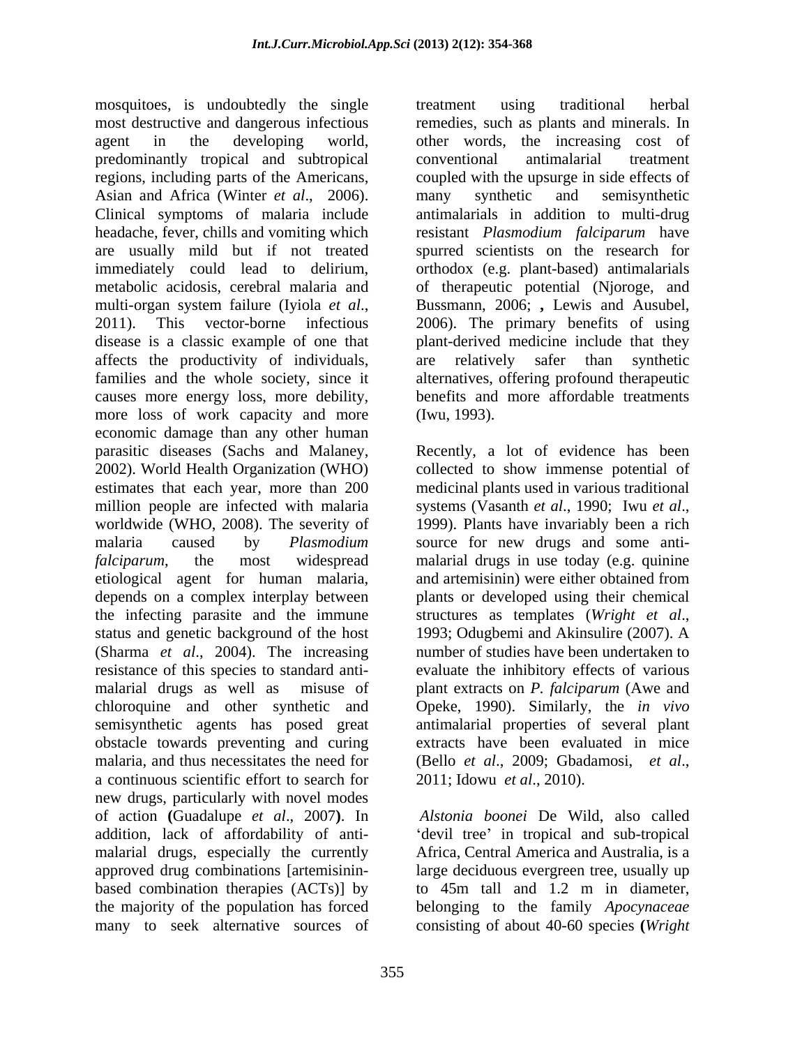mosquitoes, is undoubtedly the single most destructive and dangerous infectious agent in the developing world, predominantly tropical and subtropical regions, including parts of the Americans, Asian and Africa (Winter *et al*., 2006). Clinical symptoms of malaria include headache, fever, chills and vomiting which are usually mild but if not treated immediately could lead to delirium, metabolic acidosis, cerebral malaria and multi-organ system failure (Iyiola *et al*., 2011). This vector-borne infectious disease is a classic example of one that affects the productivity of individuals, families and the whole society, since it causes more energy loss, more debility, more loss of work capacity and more economic damage than any other human parasitic diseases (Sachs and Malaney, 2002). World Health Organization (WHO) estimates that each year, more than 200 million people are infected with malaria worldwide (WHO, 2008). The severity of malaria caused by *Plasmodium falciparum*, the most widespread etiological agent for human malaria, depends on a complex interplay between the infecting parasite and the immune status and genetic background of the host (Sharma *et al*., 2004). The increasing resistance of this species to standard anti-malarial drugs as well as misuse of chloroquine and other synthetic and semisynthetic agents has posed great obstacle towards preventing and curing malaria, and thus necessitates the need for a continuous scientific effort to search for new drugs, particularly with novel modes of action **(**Guadalupe *et al*., 2007**)**. In addition, lack of affordability of anti-malarial drugs, especially the currently approved drug combinations [artemisinin-based combination therapies (ACTs)] by the majority of the population has forced many to seek alternative sources of treatment using traditional herbal remedies, such as plants and minerals. In other words, the increasing cost of conventional antimalarial treatment coupled with the upsurge in side effects of many synthetic and semisynthetic antimalarials in addition to multi-drug resistant *Plasmodium falciparum* have spurred scientists on the research for orthodox (e.g. plant-based) antimalarials of therapeutic potential (Njoroge, and Bussmann, 2006; **,** Lewis and Ausubel, 2006). The primary benefits of using plant-derived medicine include that they are relatively safer than synthetic alternatives, offering profound therapeutic benefits and more affordable treatments (Iwu, 1993).

Recently, a lot of evidence has been collected to show immense potential of medicinal plants used in various traditional systems (Vasanth *et al*., 1990; Iwu *et al*., 1999). Plants have invariably been a rich source for new drugs and some anti-malarial drugs in use today (e.g. quinine and artemisinin) were either obtained from plants or developed using their chemical structures as templates (*Wright et al*., 1993; Odugbemi and Akinsulire (2007). A number of studies have been undertaken to evaluate the inhibitory effects of various plant extracts on *P. falciparum* (Awe and Opeke, 1990). Similarly, the *in vivo* antimalarial properties of several plant extracts have been evaluated in mice (Bello *et al*., 2009; Gbadamosi, *et al*., 2011; Idowu *et al*., 2010).

*Alstonia boonei* De Wild, also called 'devil tree' in tropical and sub-tropical Africa, Central America and Australia, is a large deciduous evergreen tree, usually up to 45m tall and 1.2 m in diameter, belonging to the family *Apocynaceae* consisting of about 40-60 species **(***Wright*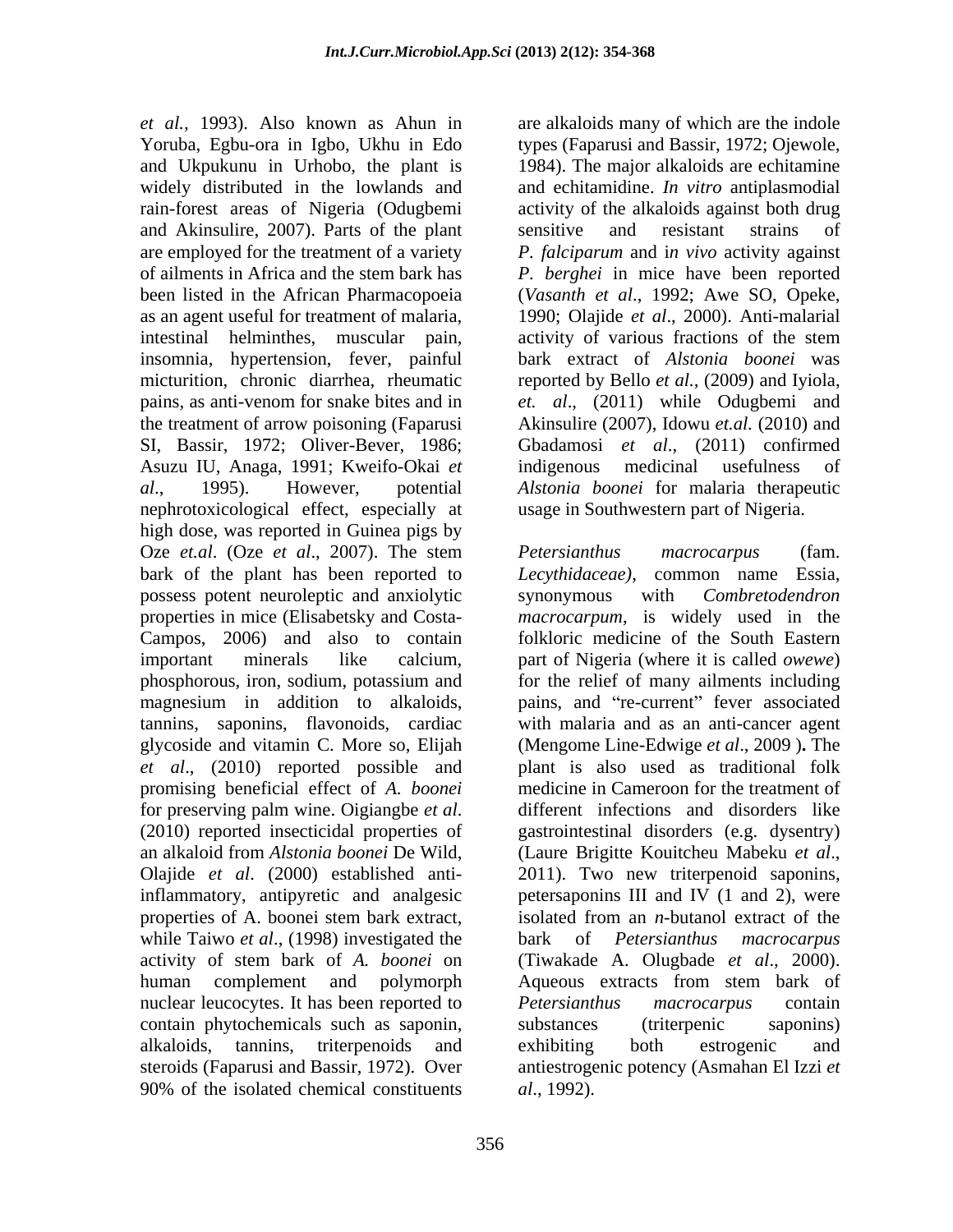*et al.,* 1993). Also known as Ahun in Yoruba, Egbu-ora in Igbo, Ukhu in Edo and Ukpukunu in Urhobo, the plant is widely distributed in the lowlands and rain-forest areas of Nigeria (Odugbemi and Akinsulire, 2007). Parts of the plant are employed for the treatment of a variety of ailments in Africa and the stem bark has been listed in the African Pharmacopoeia as an agent useful for treatment of malaria, intestinal helminthes, muscular pain, insomnia, hypertension, fever, painful micturition, chronic diarrhea, rheumatic pains, as anti-venom for snake bites and in the treatment of arrow poisoning (Faparusi SI, Bassir, 1972; Oliver-Bever, 1986; Asuzu IU, Anaga, 1991; Kweifo-Okai *et al*., 1995). However, potential nephrotoxicological effect, especially at high dose, was reported in Guinea pigs by Oze *et.al*. (Oze *et al*., 2007). The stem bark of the plant has been reported to possess potent neuroleptic and anxiolytic properties in mice (Elisabetsky and Costa-Campos, 2006) and also to contain important minerals like calcium, phosphorous, iron, sodium, potassium and magnesium in addition to alkaloids, tannins, saponins, flavonoids, cardiac glycoside and vitamin C. More so, Elijah *et al*., (2010) reported possible and promising beneficial effect of *A. boonei* for preserving palm wine. Oigiangbe *et al*. (2010) reported insecticidal properties of an alkaloid from *Alstonia boonei* De Wild, Olajide *et al*. (2000) established anti-inflammatory, antipyretic and analgesic properties of A. boonei stem bark extract, while Taiwo *et al*., (1998) investigated the activity of stem bark of *A. boonei* on human complement and polymorph nuclear leucocytes. It has been reported to contain phytochemicals such as saponin, alkaloids, tannins, triterpenoids and steroids (Faparusi and Bassir, 1972). Over 90% of the isolated chemical constituents are alkaloids many of which are the indole types (Faparusi and Bassir, 1972; Ojewole, 1984). The major alkaloids are echitamine and echitamidine. *In vitro* antiplasmodial activity of the alkaloids against both drug sensitive and resistant strains of *P. falciparum* and i*n vivo* activity against *P. berghei* in mice have been reported (*Vasanth et al*., 1992; Awe SO, Opeke, 1990; Olajide *et al*., 2000). Anti-malarial activity of various fractions of the stem bark extract of *Alstonia boonei* was reported by Bello *et al*., (2009) and Iyiola, *et. al*., (2011) while Odugbemi and Akinsulire (2007), Idowu *et.al.* (2010) and Gbadamosi *et al*., (2011) confirmed indigenous medicinal usefulness of *Alstonia boonei* for malaria therapeutic usage in Southwestern part of Nigeria.

*Petersianthus macrocarpus* (fam. *Lecythidaceae)*, common name Essia, synonymous with *Combretodendron macrocarpum*, is widely used in the folkloric medicine of the South Eastern part of Nigeria (where it is called *owewe*) for the relief of many ailments including pains, and "re-current" fever associated with malaria and as an anti-cancer agent (Mengome Line-Edwige *et al*., 2009 )**.** The plant is also used as traditional folk medicine in Cameroon for the treatment of different infections and disorders like gastrointestinal disorders (e.g. dysentry) (Laure Brigitte Kouitcheu Mabeku *et al*., 2011). Two new triterpenoid saponins, petersaponins III and IV (1 and 2), were isolated from an *n*-butanol extract of the bark of *Petersianthus macrocarpus* (Tiwakade A. Olugbade *et al*., 2000). Aqueous extracts from stem bark of *Petersianthus macrocarpus* contain substances (triterpenic saponins) exhibiting both estrogenic and antiestrogenic potency (Asmahan El Izzi *et al*., 1992).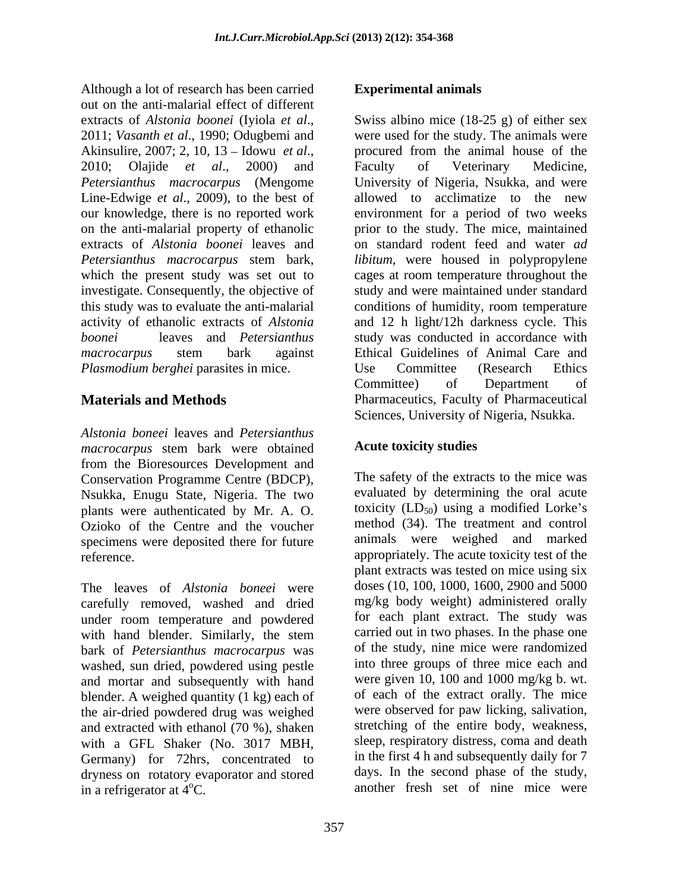Although a lot of research has been carried out on the anti-malarial effect of different extracts of *Alstonia boonei* (Iyiola *et al*., 2011; *Vasanth et al*., 1990; Odugbemi and Akinsulire, 2007; 2, 10, 13 – Idowu *et al*., 2010; Olajide *et al*., 2000) and *Petersianthus macrocarpus* (Mengome Line-Edwige *et al*., 2009), to the best of our knowledge, there is no reported work on the anti-malarial property of ethanolic extracts of *Alstonia boonei* leaves and *Petersianthus macrocarpus* stem bark, which the present study was set out to investigate. Consequently, the objective of this study was to evaluate the anti-malarial activity of ethanolic extracts of *Alstonia boonei* leaves and *Petersianthus macrocarpus* stem bark against *Plasmodium berghei* parasites in mice.

## Materials and Methods

*Alstonia boneei* leaves and *Petersianthus macrocarpus* stem bark were obtained from the Bioresources Development and Conservation Programme Centre (BDCP), Nsukka, Enugu State, Nigeria. The two plants were authenticated by Mr. A. O. Ozioko of the Centre and the voucher specimens were deposited there for future reference.

The leaves of *Alstonia boneei* were carefully removed, washed and dried under room temperature and powdered with hand blender. Similarly, the stem bark of *Petersianthus macrocarpus* was washed, sun dried, powdered using pestle and mortar and subsequently with hand blender. A weighed quantity (1 kg) each of the air-dried powdered drug was weighed and extracted with ethanol (70 %), shaken with a GFL Shaker (No. 3017 MBH, Germany) for 72hrs, concentrated to dryness on rotatory evaporator and stored in a refrigerator at $4^{o}$C.

### Experimental animals

Swiss albino mice (18-25 g) of either sex were used for the study. The animals were procured from the animal house of the Faculty of Veterinary Medicine, University of Nigeria, Nsukka, and were allowed to acclimatize to the new environment for a period of two weeks prior to the study. The mice, maintained on standard rodent feed and water *ad libitum,* were housed in polypropylene cages at room temperature throughout the study and were maintained under standard conditions of humidity, room temperature and 12 h light/12h darkness cycle. This study was conducted in accordance with Ethical Guidelines of Animal Care and Use Committee (Research Ethics Committee) of Department of Pharmaceutics, Faculty of Pharmaceutical Sciences, University of Nigeria, Nsukka.

### Acute toxicity studies

The safety of the extracts to the mice was evaluated by determining the oral acute toxicity ($LD_{50}$) using a modified Lorke's method (34). The treatment and control animals were weighed and marked appropriately. The acute toxicity test of the plant extracts was tested on mice using six doses (10, 100, 1000, 1600, 2900 and 5000 mg/kg body weight) administered orally for each plant extract. The study was carried out in two phases. In the phase one of the study, nine mice were randomized into three groups of three mice each and were given 10, 100 and 1000 mg/kg b. wt. of each of the extract orally. The mice were observed for paw licking, salivation, stretching of the entire body, weakness, sleep, respiratory distress, coma and death in the first 4 h and subsequently daily for 7 days. In the second phase of the study, another fresh set of nine mice were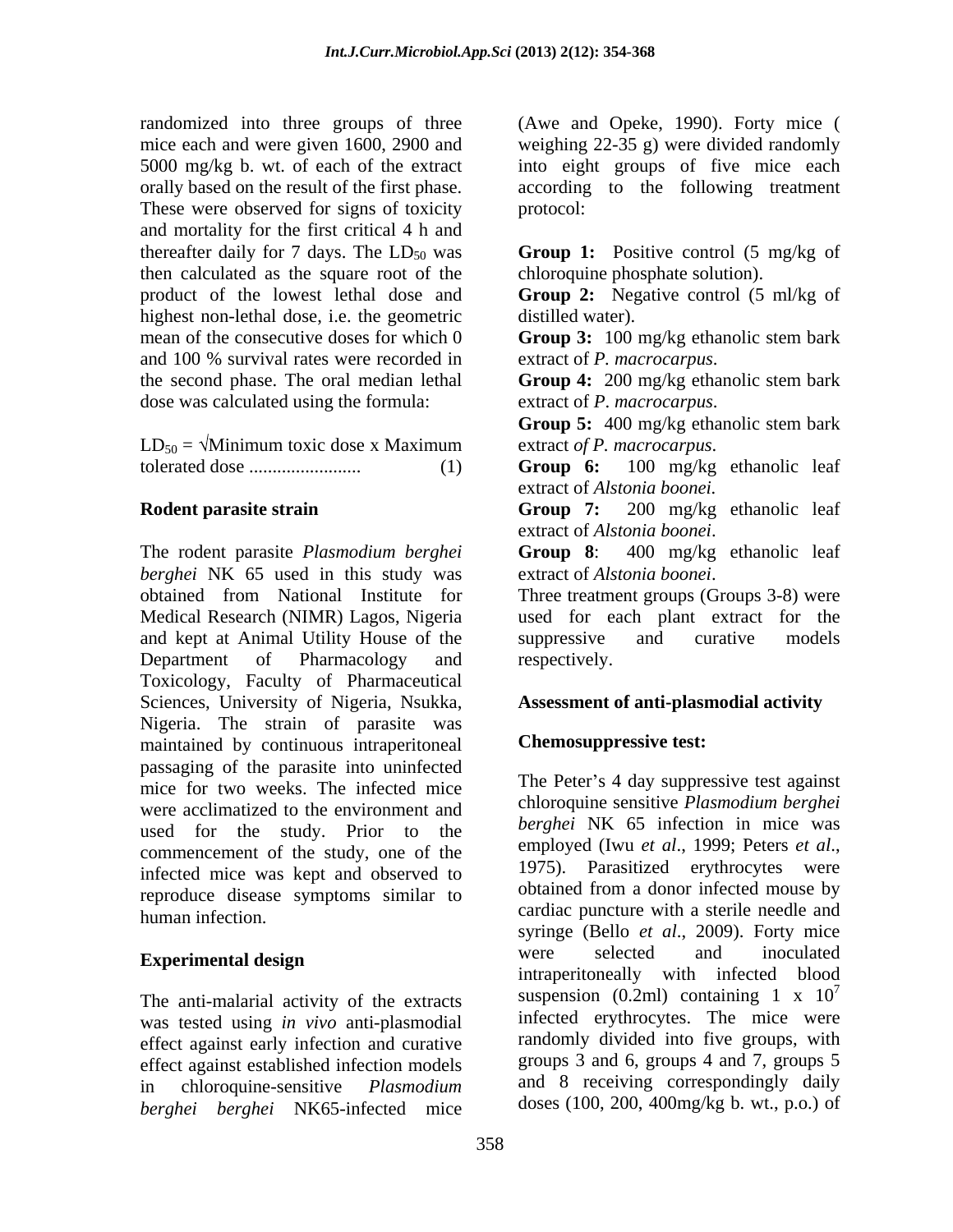randomized into three groups of three mice each and were given 1600, 2900 and 5000 mg/kg b. wt. of each of the extract orally based on the result of the first phase. These were observed for signs of toxicity and mortality for the first critical 4 h and thereafter daily for 7 days. The $LD_{50}$ was then calculated as the square root of the product of the lowest lethal dose and highest non-lethal dose, i.e. the geometric mean of the consecutive doses for which 0 and 100 % survival rates were recorded in the second phase. The oral median lethal dose was calculated using the formula:

$LD_{50} = \sqrt{\text{Minimum toxic dose x Maximum tolerated dose}}$ ........................ (1)

**Rodent parasite strain**

The rodent parasite *Plasmodium berghei berghei* NK 65 used in this study was obtained from National Institute for Medical Research (NIMR) Lagos, Nigeria and kept at Animal Utility House of the Department of Pharmacology and Toxicology, Faculty of Pharmaceutical Sciences, University of Nigeria, Nsukka, Nigeria. The strain of parasite was maintained by continuous intraperitoneal passaging of the parasite into uninfected mice for two weeks. The infected mice were acclimatized to the environment and used for the study. Prior to the commencement of the study, one of the infected mice was kept and observed to reproduce disease symptoms similar to human infection.

**Experimental design**

The anti-malarial activity of the extracts was tested using *in vivo* anti-plasmodial effect against early infection and curative effect against established infection models in chloroquine-sensitive *Plasmodium berghei berghei* NK65-infected mice (Awe and Opeke, 1990). Forty mice ( weighing 22-35 g) were divided randomly into eight groups of five mice each according to the following treatment protocol:

**Group 1:** Positive control (5 mg/kg of chloroquine phosphate solution).
**Group 2:** Negative control (5 ml/kg of distilled water).
**Group 3:** 100 mg/kg ethanolic stem bark extract of *P. macrocarpus*.
**Group 4:** 200 mg/kg ethanolic stem bark extract of *P. macrocarpus*.
**Group 5:** 400 mg/kg ethanolic stem bark extract *of P. macrocarpus*.
**Group 6:** 100 mg/kg ethanolic leaf extract of *Alstonia boonei.*
**Group 7:** 200 mg/kg ethanolic leaf extract of *Alstonia boonei*.
**Group 8**: 400 mg/kg ethanolic leaf extract of *Alstonia boonei*.
Three treatment groups (Groups 3-8) were used for each plant extract for the suppressive and curative models respectively.

**Assessment of anti-plasmodial activity**

**Chemosuppressive test:**

The Peter's 4 day suppressive test against chloroquine sensitive *Plasmodium berghei berghei* NK 65 infection in mice was employed (Iwu *et al*., 1999; Peters *et al*., 1975). Parasitized erythrocytes were obtained from a donor infected mouse by cardiac puncture with a sterile needle and syringe (Bello *et al*., 2009). Forty mice were selected and inoculated intraperitoneally with infected blood suspension (0.2ml) containing 1 x $10^7$ infected erythrocytes. The mice were randomly divided into five groups, with groups 3 and 6, groups 4 and 7, groups 5 and 8 receiving correspondingly daily doses (100, 200, 400mg/kg b. wt., p.o.) of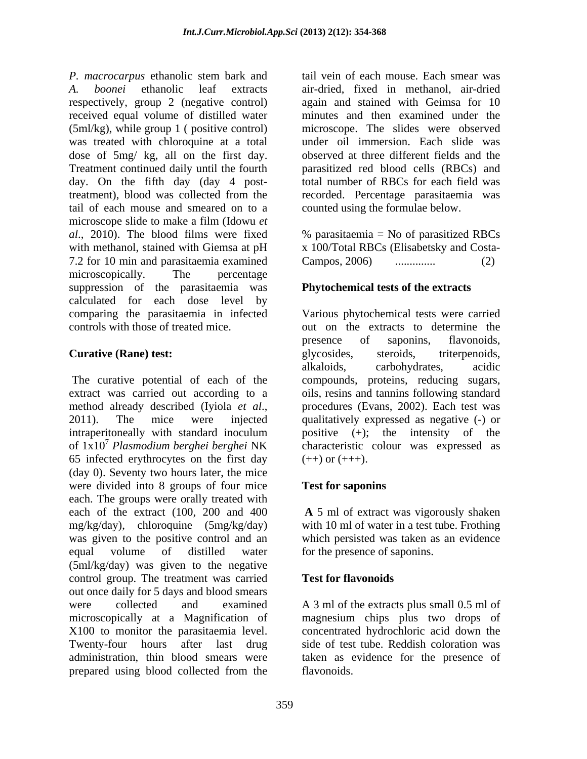*P. macrocarpus* ethanolic stem bark and *A. boonei* ethanolic leaf extracts respectively, group 2 (negative control) received equal volume of distilled water (5ml/kg), while group 1 ( positive control) was treated with chloroquine at a total dose of 5mg/ kg, all on the first day. Treatment continued daily until the fourth day. On the fifth day (day 4 post-treatment), blood was collected from the tail of each mouse and smeared on to a microscope slide to make a film (Idowu *et al*., 2010). The blood films were fixed with methanol, stained with Giemsa at pH 7.2 for 10 min and parasitaemia examined microscopically. The percentage suppression of the parasitaemia was calculated for each dose level by comparing the parasitaemia in infected controls with those of treated mice.

**Curative (Rane) test:**

The curative potential of each of the extract was carried out according to a method already described (Iyiola *et al*., 2011). The mice were injected intraperitoneally with standard inoculum of $1x10^7$ *Plasmodium berghei berghei* NK 65 infected erythrocytes on the first day (day 0). Seventy two hours later, the mice were divided into 8 groups of four mice each. The groups were orally treated with each of the extract (100, 200 and 400 mg/kg/day), chloroquine (5mg/kg/day) was given to the positive control and an equal volume of distilled water (5ml/kg/day) was given to the negative control group. The treatment was carried out once daily for 5 days and blood smears were collected and examined microscopically at a Magnification of X100 to monitor the parasitaemia level. Twenty-four hours after last drug administration, thin blood smears were prepared using blood collected from the tail vein of each mouse. Each smear was air-dried, fixed in methanol, air-dried again and stained with Geimsa for 10 minutes and then examined under the microscope. The slides were observed under oil immersion. Each slide was observed at three different fields and the parasitized red blood cells (RBCs) and total number of RBCs for each field was recorded. Percentage parasitaemia was counted using the formulae below.

% parasitaemia = No of parasitized RBCs x 100/Total RBCs (Elisabetsky and Costa-Campos, 2006) ............. (2)

**Phytochemical tests of the extracts**

Various phytochemical tests were carried out on the extracts to determine the presence of saponins, flavonoids, glycosides, steroids, triterpenoids, alkaloids, carbohydrates, acidic compounds, proteins, reducing sugars, oils, resins and tannins following standard procedures (Evans, 2002). Each test was qualitatively expressed as negative (-) or positive (+); the intensity of the characteristic colour was expressed as (++) or (+++).

**Test for saponins**

**A** 5 ml of extract was vigorously shaken with 10 ml of water in a test tube. Frothing which persisted was taken as an evidence for the presence of saponins.

**Test for flavonoids**

A 3 ml of the extracts plus small 0.5 ml of magnesium chips plus two drops of concentrated hydrochloric acid down the side of test tube. Reddish coloration was taken as evidence for the presence of flavonoids.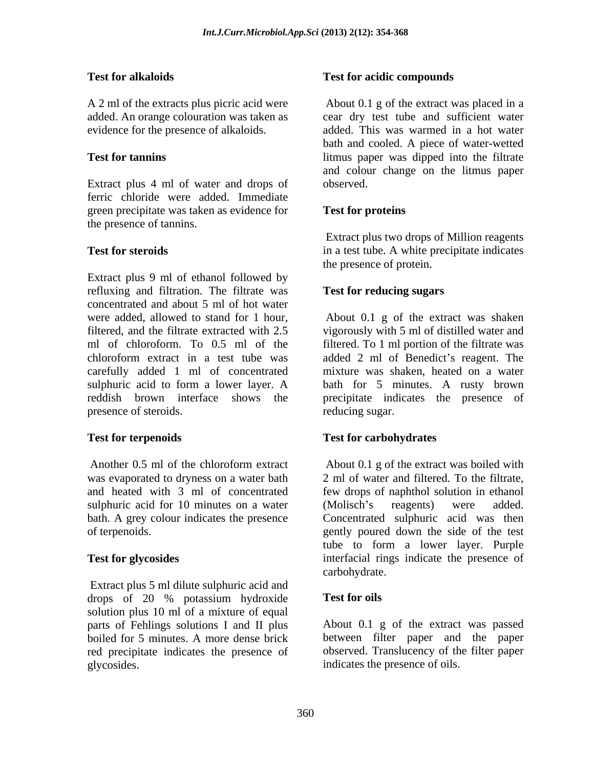**Test for alkaloids**

A 2 ml of the extracts plus picric acid were added. An orange colouration was taken as evidence for the presence of alkaloids.

**Test for tannins**

Extract plus 4 ml of water and drops of ferric chloride were added. Immediate green precipitate was taken as evidence for the presence of tannins.

**Test for steroids**

Extract plus 9 ml of ethanol followed by refluxing and filtration. The filtrate was concentrated and about 5 ml of hot water were added, allowed to stand for 1 hour, filtered, and the filtrate extracted with 2.5 ml of chloroform. To 0.5 ml of the chloroform extract in a test tube was carefully added 1 ml of concentrated sulphuric acid to form a lower layer. A reddish brown interface shows the presence of steroids.

**Test for terpenoids**

Another 0.5 ml of the chloroform extract was evaporated to dryness on a water bath and heated with 3 ml of concentrated sulphuric acid for 10 minutes on a water bath. A grey colour indicates the presence of terpenoids.

**Test for glycosides**

Extract plus 5 ml dilute sulphuric acid and drops of 20 % potassium hydroxide solution plus 10 ml of a mixture of equal parts of Fehlings solutions I and II plus boiled for 5 minutes. A more dense brick red precipitate indicates the presence of glycosides.

**Test for acidic compounds**

About 0.1 g of the extract was placed in a cear dry test tube and sufficient water added. This was warmed in a hot water bath and cooled. A piece of water-wetted litmus paper was dipped into the filtrate and colour change on the litmus paper observed.

**Test for proteins**

Extract plus two drops of Million reagents in a test tube. A white precipitate indicates the presence of protein.

**Test for reducing sugars**

About 0.1 g of the extract was shaken vigorously with 5 ml of distilled water and filtered. To 1 ml portion of the filtrate was added 2 ml of Benedict's reagent. The mixture was shaken, heated on a water bath for 5 minutes. A rusty brown precipitate indicates the presence of reducing sugar.

**Test for carbohydrates**

About 0.1 g of the extract was boiled with 2 ml of water and filtered. To the filtrate, few drops of naphthol solution in ethanol (Molisch's reagents) were added. Concentrated sulphuric acid was then gently poured down the side of the test tube to form a lower layer. Purple interfacial rings indicate the presence of carbohydrate.

**Test for oils**

About 0.1 g of the extract was passed between filter paper and the paper observed. Translucency of the filter paper indicates the presence of oils.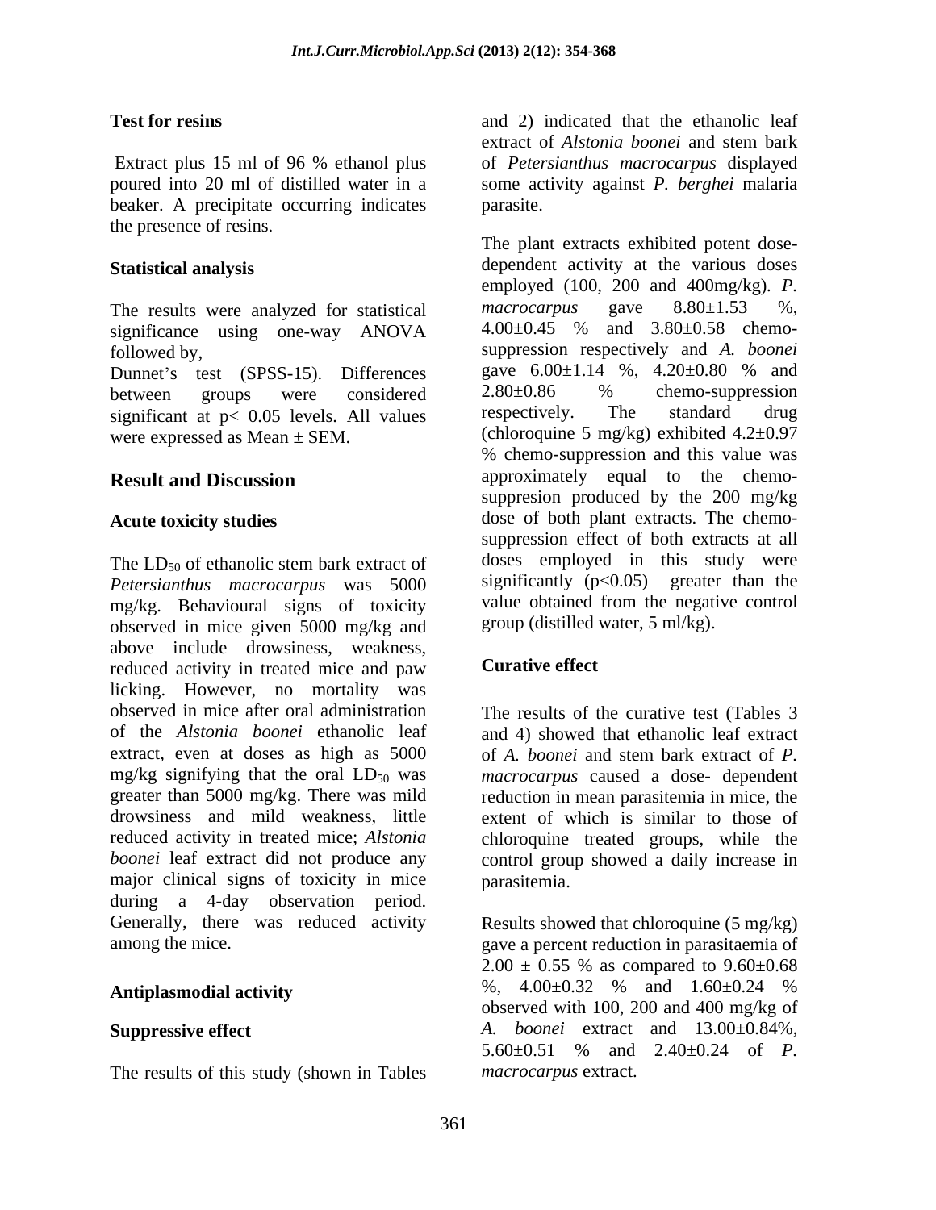### Test for resins

Extract plus 15 ml of 96 % ethanol plus poured into 20 ml of distilled water in a beaker. A precipitate occurring indicates the presence of resins.

### Statistical analysis

The results were analyzed for statistical significance using one-way ANOVA followed by, Dunnet's test (SPSS-15). Differences between groups were considered significant at $p < 0.05$ levels. All values were expressed as Mean ± SEM.

## Result and Discussion

### Acute toxicity studies

The $LD_{50}$ of ethanolic stem bark extract of *Petersianthus macrocarpus* was 5000 mg/kg. Behavioural signs of toxicity observed in mice given 5000 mg/kg and above include drowsiness, weakness, reduced activity in treated mice and paw licking. However, no mortality was observed in mice after oral administration of the *Alstonia boonei* ethanolic leaf extract, even at doses as high as 5000 mg/kg signifying that the oral $LD_{50}$ was greater than 5000 mg/kg. There was mild drowsiness and mild weakness, little reduced activity in treated mice; *Alstonia boonei* leaf extract did not produce any major clinical signs of toxicity in mice during a 4-day observation period. Generally, there was reduced activity among the mice.

### Antiplasmodial activity

### Suppressive effect

The results of this study (shown in Tables and 2) indicated that the ethanolic leaf extract of *Alstonia boonei* and stem bark of *Petersianthus macrocarpus* displayed some activity against *P. berghei* malaria parasite.

The plant extracts exhibited potent dose-dependent activity at the various doses employed (100, 200 and 400mg/kg). *P. macrocarpus* gave 8.80±1.53 %, 4.00±0.45 % and 3.80±0.58 chemo-suppression respectively and *A. boonei* gave 6.00±1.14 %, 4.20±0.80 % and 2.80±0.86 % chemo-suppression respectively. The standard drug (chloroquine 5 mg/kg) exhibited 4.2±0.97 % chemo-suppression and this value was approximately equal to the chemo-suppresion produced by the 200 mg/kg dose of both plant extracts. The chemo-suppression effect of both extracts at all doses employed in this study were significantly ($p<0.05$) greater than the value obtained from the negative control group (distilled water, 5 ml/kg).

### Curative effect

The results of the curative test (Tables 3 and 4) showed that ethanolic leaf extract of *A. boonei* and stem bark extract of *P. macrocarpus* caused a dose- dependent reduction in mean parasitemia in mice, the extent of which is similar to those of chloroquine treated groups, while the control group showed a daily increase in parasitemia.

Results showed that chloroquine (5 mg/kg) gave a percent reduction in parasitaemia of 2.00 ± 0.55 % as compared to 9.60±0.68 %, 4.00±0.32 % and 1.60±0.24 % observed with 100, 200 and 400 mg/kg of *A. boonei* extract and 13.00±0.84%, 5.60±0.51 % and 2.40±0.24 of *P. macrocarpus* extract.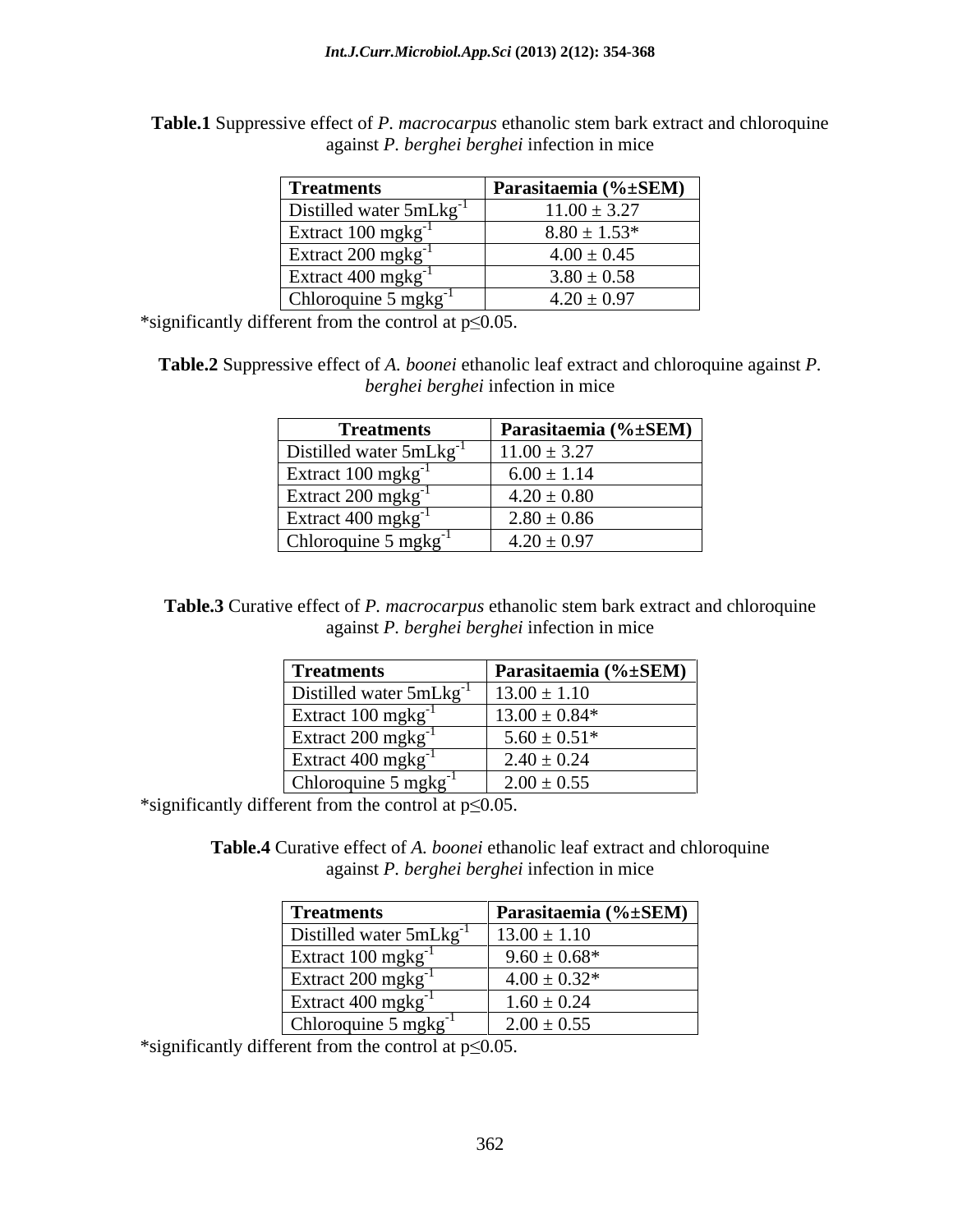**Table.1** Suppressive effect of *P. macrocarpus* ethanolic stem bark extract and chloroquine against *P. berghei berghei* infection in mice

| Treatments | Parasitaemia (%±SEM) |
|---|---|
| Distilled water 5mLkg$^{-1}$ | 11.00 ± 3.27 |
| Extract 100 mgkg$^{-1}$ | 8.80 ± 1.53* |
| Extract 200 mgkg$^{-1}$ | 4.00 ± 0.45 |
| Extract 400 mgkg$^{-1}$ | 3.80 ± 0.58 |
| Chloroquine 5 mgkg$^{-1}$ | 4.20 ± 0.97 |

*significantly different from the control at $p \leq 0.05$.

**Table.2** Suppressive effect of *A. boonei* ethanolic leaf extract and chloroquine against *P. berghei berghei* infection in mice

| Treatments | Parasitaemia (%±SEM) |
|---|---|
| Distilled water 5mLkg$^{-1}$ | 11.00 ± 3.27 |
| Extract 100 mgkg$^{-1}$ | 6.00 ± 1.14 |
| Extract 200 mgkg$^{-1}$ | 4.20 ± 0.80 |
| Extract 400 mgkg$^{-1}$ | 2.80 ± 0.86 |
| Chloroquine 5 mgkg$^{-1}$ | 4.20 ± 0.97 |

**Table.3** Curative effect of *P. macrocarpus* ethanolic stem bark extract and chloroquine against *P. berghei berghei* infection in mice

| Treatments | Parasitaemia (%±SEM) |
|---|---|
| Distilled water 5mLkg$^{-1}$ | 13.00 ± 1.10 |
| Extract 100 mgkg$^{-1}$ | 13.00 ± 0.84* |
| Extract 200 mgkg$^{-1}$ | 5.60 ± 0.51* |
| Extract 400 mgkg$^{-1}$ | 2.40 ± 0.24 |
| Chloroquine 5 mgkg$^{-1}$ | 2.00 ± 0.55 |

*significantly different from the control at $p \leq 0.05$.

**Table.4** Curative effect of *A. boonei* ethanolic leaf extract and chloroquine against *P. berghei berghei* infection in mice

| Treatments | Parasitaemia (%±SEM) |
|---|---|
| Distilled water 5mLkg$^{-1}$ | 13.00 ± 1.10 |
| Extract 100 mgkg$^{-1}$ | 9.60 ± 0.68* |
| Extract 200 mgkg$^{-1}$ | 4.00 ± 0.32* |
| Extract 400 mgkg$^{-1}$ | 1.60 ± 0.24 |
| Chloroquine 5 mgkg$^{-1}$ | 2.00 ± 0.55 |

*significantly different from the control at $p \leq 0.05$.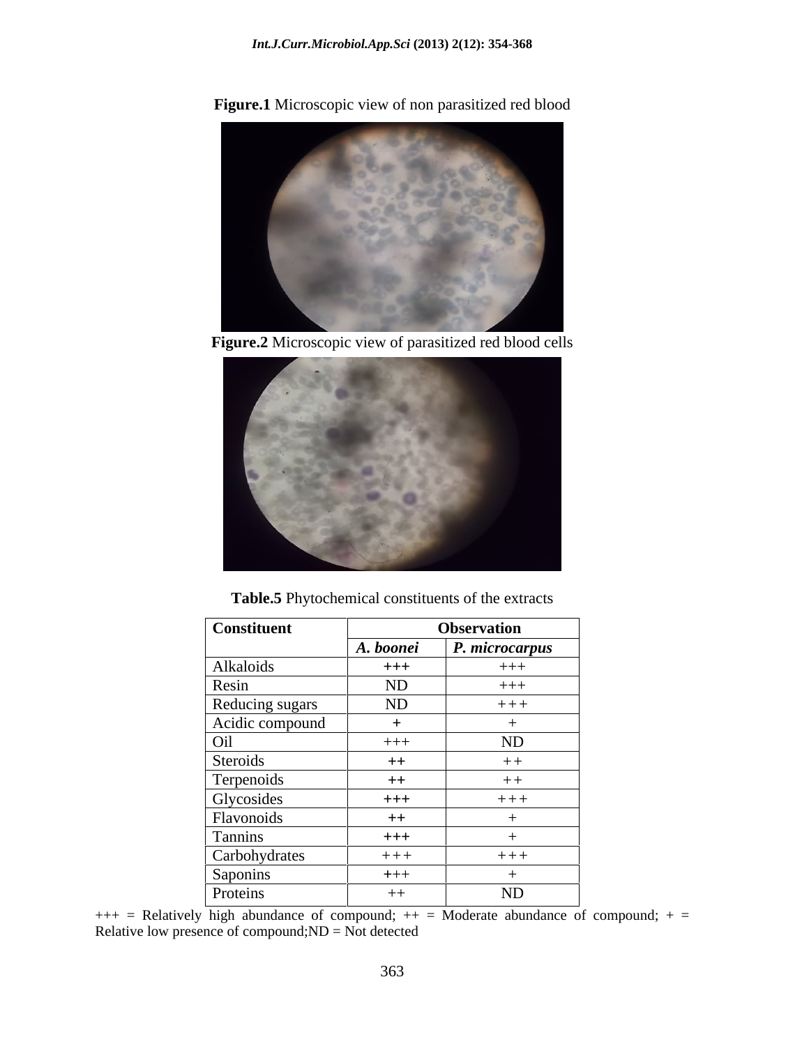**Figure.1** Microscopic view of non parasitized red blood

**Figure.2** Microscopic view of parasitized red blood cells

**Table.5** Phytochemical constituents of the extracts

| Constituent | Observation | |
|---|---|---|
| | *A. boonei* | *P. microcarpus* |
| Alkaloids | +++ | +++ |
| Resin | ND | +++ |
| Reducing sugars | ND | +++ |
| Acidic compound | + | + |
| Oil | +++ | ND |
| Steroids | ++ | ++ |
| Terpenoids | ++ | ++ |
| Glycosides | +++ | +++ |
| Flavonoids | ++ | + |
| Tannins | +++ | + |
| Carbohydrates | +++ | +++ |
| Saponins | +++ | + |
| Proteins | ++ | ND |

+++ = Relatively high abundance of compound; ++ = Moderate abundance of compound; + = Relative low presence of compound;ND = Not detected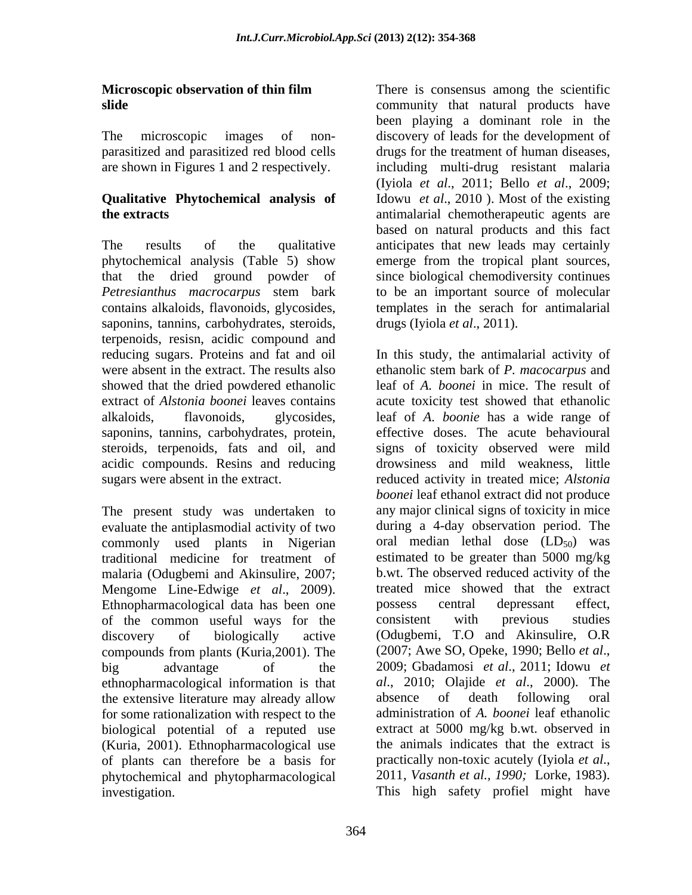**Microscopic observation of thin film slide**

The microscopic images of non-parasitized and parasitized red blood cells are shown in Figures 1 and 2 respectively.

**Qualitative Phytochemical analysis of the extracts**

The results of the qualitative phytochemical analysis (Table 5) show that the dried ground powder of *Petresianthus macrocarpus* stem bark contains alkaloids, flavonoids, glycosides, saponins, tannins, carbohydrates, steroids, terpenoids, resisn, acidic compound and reducing sugars. Proteins and fat and oil were absent in the extract. The results also showed that the dried powdered ethanolic extract of *Alstonia boonei* leaves contains alkaloids, flavonoids, glycosides, saponins, tannins, carbohydrates, protein, steroids, terpenoids, fats and oil, and acidic compounds. Resins and reducing sugars were absent in the extract.

The present study was undertaken to evaluate the antiplasmodial activity of two commonly used plants in Nigerian traditional medicine for treatment of malaria (Odugbemi and Akinsulire, 2007; Mengome Line-Edwige *et al*., 2009). Ethnopharmacological data has been one of the common useful ways for the discovery of biologically active compounds from plants (Kuria,2001). The big advantage of the ethnopharmacological information is that the extensive literature may already allow for some rationalization with respect to the biological potential of a reputed use (Kuria, 2001). Ethnopharmacological use of plants can therefore be a basis for phytochemical and phytopharmacological investigation.

There is consensus among the scientific community that natural products have been playing a dominant role in the discovery of leads for the development of drugs for the treatment of human diseases, including multi-drug resistant malaria (Iyiola *et al*., 2011; Bello *et al*., 2009; Idowu *et al*., 2010 ). Most of the existing antimalarial chemotherapeutic agents are based on natural products and this fact anticipates that new leads may certainly emerge from the tropical plant sources, since biological chemodiversity continues to be an important source of molecular templates in the serach for antimalarial drugs (Iyiola *et al*., 2011).

In this study, the antimalarial activity of ethanolic stem bark of *P. macocarpus* and leaf of *A. boonei* in mice. The result of acute toxicity test showed that ethanolic leaf of *A. boonie* has a wide range of effective doses. The acute behavioural signs of toxicity observed were mild drowsiness and mild weakness, little reduced activity in treated mice; *Alstonia boonei* leaf ethanol extract did not produce any major clinical signs of toxicity in mice during a 4-day observation period. The oral median lethal dose ($LD_{50}$) was estimated to be greater than 5000 mg/kg b.wt. The observed reduced activity of the treated mice showed that the extract possess central depressant effect, consistent with previous studies (Odugbemi, T.O and Akinsulire, O.R (2007; Awe SO, Opeke, 1990; Bello *et al*., 2009; Gbadamosi *et al*., 2011; Idowu *et al*., 2010; Olajide *et al*., 2000). The absence of death following oral administration of *A. boonei* leaf ethanolic extract at 5000 mg/kg b.wt. observed in the animals indicates that the extract is practically non-toxic acutely (Iyiola *et al*., 2011, *Vasanth et al., 1990;* Lorke, 1983). This high safety profiel might have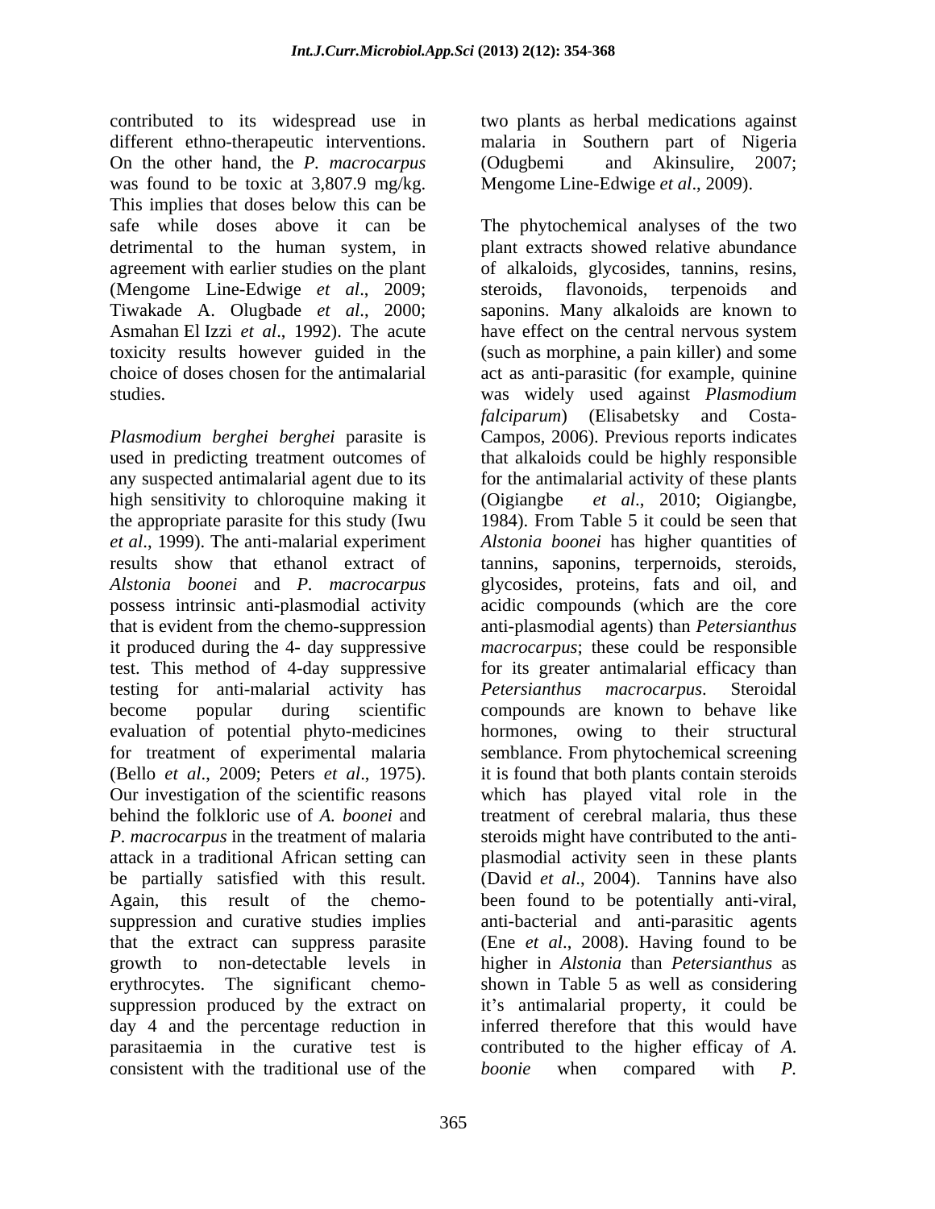contributed to its widespread use in different ethno-therapeutic interventions. On the other hand, the *P. macrocarpus* was found to be toxic at 3,807.9 mg/kg. This implies that doses below this can be safe while doses above it can be detrimental to the human system, in agreement with earlier studies on the plant (Mengome Line-Edwige *et al*., 2009; Tiwakade A. Olugbade *et al*., 2000; Asmahan El Izzi *et al*., 1992). The acute toxicity results however guided in the choice of doses chosen for the antimalarial studies.

*Plasmodium berghei berghei* parasite is used in predicting treatment outcomes of any suspected antimalarial agent due to its high sensitivity to chloroquine making it the appropriate parasite for this study (Iwu *et al*., 1999). The anti-malarial experiment results show that ethanol extract of *Alstonia boonei* and *P. macrocarpus* possess intrinsic anti-plasmodial activity that is evident from the chemo-suppression it produced during the 4- day suppressive test. This method of 4-day suppressive testing for anti-malarial activity has become popular during scientific evaluation of potential phyto-medicines for treatment of experimental malaria (Bello *et al*., 2009; Peters *et al*., 1975). Our investigation of the scientific reasons behind the folkloric use of *A. boonei* and *P. macrocarpus* in the treatment of malaria attack in a traditional African setting can be partially satisfied with this result. Again, this result of the chemo-suppression and curative studies implies that the extract can suppress parasite growth to non-detectable levels in erythrocytes. The significant chemo-suppression produced by the extract on day 4 and the percentage reduction in parasitaemia in the curative test is consistent with the traditional use of the two plants as herbal medications against malaria in Southern part of Nigeria (Odugbemi and Akinsulire, 2007; Mengome Line-Edwige *et al*., 2009).

The phytochemical analyses of the two plant extracts showed relative abundance of alkaloids, glycosides, tannins, resins, steroids, flavonoids, terpenoids and saponins. Many alkaloids are known to have effect on the central nervous system (such as morphine, a pain killer) and some act as anti-parasitic (for example, quinine was widely used against *Plasmodium falciparum*) (Elisabetsky and Costa-Campos, 2006). Previous reports indicates that alkaloids could be highly responsible for the antimalarial activity of these plants (Oigiangbe *et al*., 2010; Oigiangbe, 1984). From Table 5 it could be seen that *Alstonia boonei* has higher quantities of tannins, saponins, terpernoids, steroids, glycosides, proteins, fats and oil, and acidic compounds (which are the core anti-plasmodial agents) than *Petersianthus macrocarpus*; these could be responsible for its greater antimalarial efficacy than *Petersianthus macrocarpus*. Steroidal compounds are known to behave like hormones, owing to their structural semblance. From phytochemical screening it is found that both plants contain steroids which has played vital role in the treatment of cerebral malaria, thus these steroids might have contributed to the anti-plasmodial activity seen in these plants (David *et al*., 2004). Tannins have also been found to be potentially anti-viral, anti-bacterial and anti-parasitic agents (Ene *et al*., 2008). Having found to be higher in *Alstonia* than *Petersianthus* as shown in Table 5 as well as considering it's antimalarial property, it could be inferred therefore that this would have contributed to the higher efficay of *A. boonie* when compared with *P.*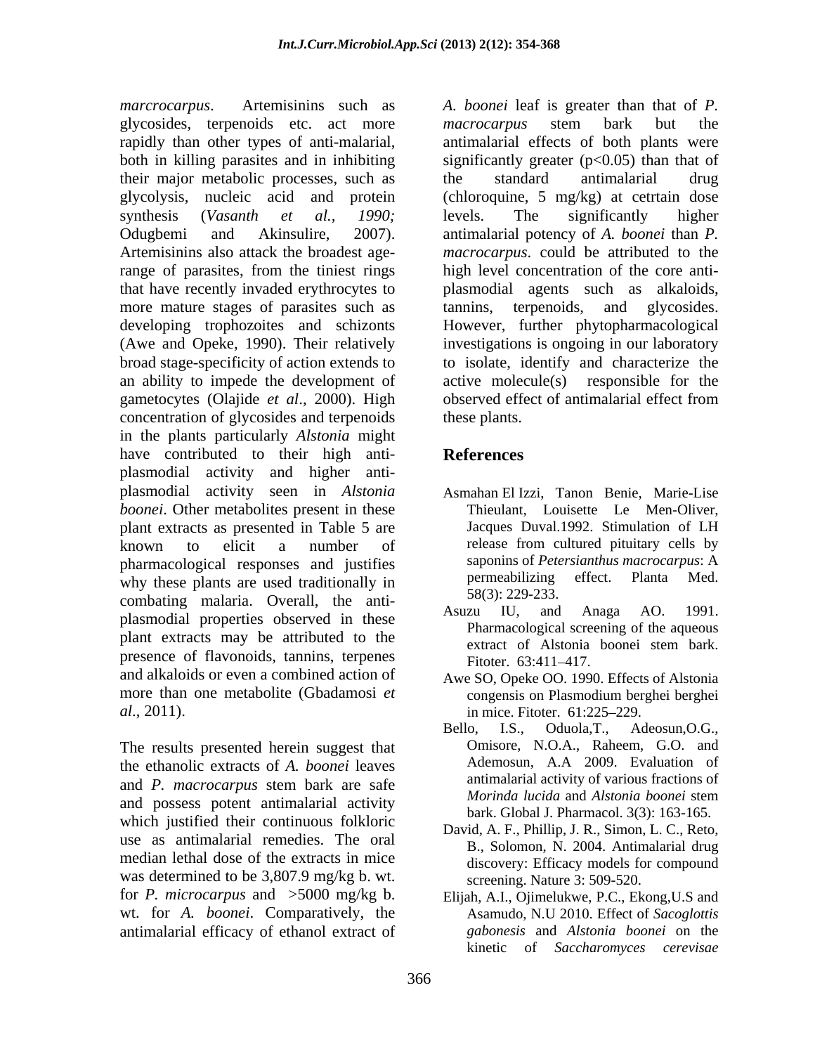*marcrocarpus*. Artemisinins such as glycosides, terpenoids etc. act more rapidly than other types of anti-malarial, both in killing parasites and in inhibiting their major metabolic processes, such as glycolysis, nucleic acid and protein synthesis (*Vasanth et al., 1990;* Odugbemi and Akinsulire, 2007). Artemisinins also attack the broadest age-range of parasites, from the tiniest rings that have recently invaded erythrocytes to more mature stages of parasites such as developing trophozoites and schizonts (Awe and Opeke, 1990). Their relatively broad stage-specificity of action extends to an ability to impede the development of gametocytes (Olajide *et al*., 2000). High concentration of glycosides and terpenoids in the plants particularly *Alstonia* might have contributed to their high anti-plasmodial activity and higher anti-plasmodial activity seen in *Alstonia boonei*. Other metabolites present in these plant extracts as presented in Table 5 are known to elicit a number of pharmacological responses and justifies why these plants are used traditionally in combating malaria. Overall, the anti-plasmodial properties observed in these plant extracts may be attributed to the presence of flavonoids, tannins, terpenes and alkaloids or even a combined action of more than one metabolite (Gbadamosi *et al*., 2011).

The results presented herein suggest that the ethanolic extracts of *A. boonei* leaves and *P. macrocarpus* stem bark are safe and possess potent antimalarial activity which justified their continuous folkloric use as antimalarial remedies. The oral median lethal dose of the extracts in mice was determined to be 3,807.9 mg/kg b. wt. for *P. microcarpus* and >5000 mg/kg b. wt. for *A. boonei*. Comparatively, the antimalarial efficacy of ethanol extract of *A. boonei* leaf is greater than that of *P. macrocarpus* stem bark but the antimalarial effects of both plants were significantly greater ($p<0.05$) than that of the standard antimalarial drug (chloroquine, 5 mg/kg) at cetrtain dose levels. The significantly higher antimalarial potency of *A. boonei* than *P. macrocarpus*. could be attributed to the high level concentration of the core anti-plasmodial agents such as alkaloids, tannins, terpenoids, and glycosides. However, further phytopharmacological investigations is ongoing in our laboratory to isolate, identify and characterize the active molecule(s) responsible for the observed effect of antimalarial effect from these plants.

## References

Asmahan El Izzi, Tanon Benie, Marie-Lise Thieulant, Louisette Le Men-Oliver, Jacques Duval.1992. Stimulation of LH release from cultured pituitary cells by saponins of *Petersianthus macrocarpus*: A permeabilizing effect. Planta Med. 58(3): 229-233.

Asuzu IU, and Anaga AO. 1991. Pharmacological screening of the aqueous extract of Alstonia boonei stem bark. Fitoter. 63:411–417.

Awe SO, Opeke OO. 1990. Effects of Alstonia congensis on Plasmodium berghei berghei in mice. Fitoter. 61:225–229.

Bello, I.S., Oduola,T., Adeosun,O.G., Omisore, N.O.A., Raheem, G.O. and Ademosun, A.A 2009. Evaluation of antimalarial activity of various fractions of *Morinda lucida* and *Alstonia boonei* stem bark. Global J. Pharmacol. 3(3): 163-165.

David, A. F., Phillip, J. R., Simon, L. C., Reto, B., Solomon, N. 2004. Antimalarial drug discovery: Efficacy models for compound screening. Nature 3: 509-520.

Elijah, A.I., Ojimelukwe, P.C., Ekong,U.S and Asamudo, N.U 2010. Effect of *Sacoglottis gabonesis* and *Alstonia boonei* on the kinetic of *Saccharomyces cerevisae*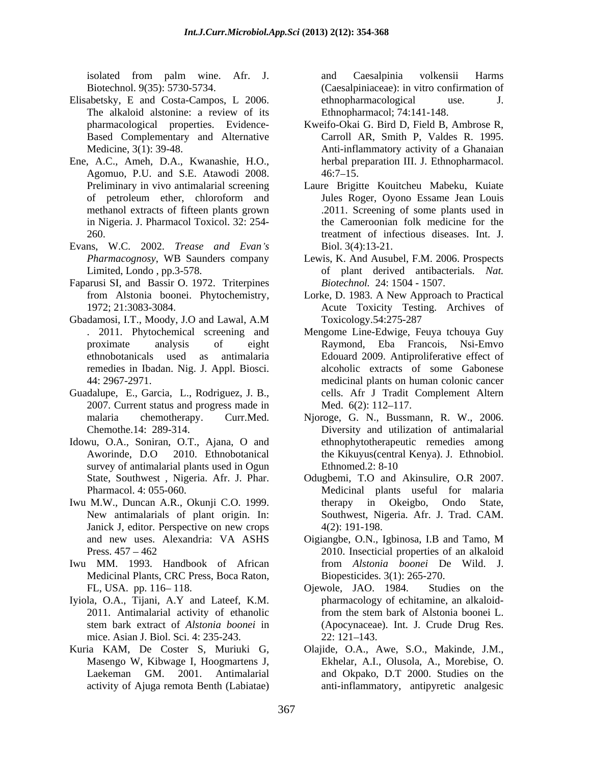isolated from palm wine. Afr. J. Biotechnol. 9(35): 5730-5734.

Elisabetsky, E and Costa-Campos, L 2006. The alkaloid alstonine: a review of its pharmacological properties. Evidence-Based Complementary and Alternative Medicine, 3(1): 39-48.

Ene, A.C., Ameh, D.A., Kwanashie, H.O., Agomuo, P.U. and S.E. Atawodi 2008. Preliminary in vivo antimalarial screening of petroleum ether, chloroform and methanol extracts of fifteen plants grown in Nigeria. J. Pharmacol Toxicol. 32: 254-260.

Evans, W.C. 2002. *Trease and Evan's Pharmacognosy*, WB Saunders company Limited, Londo , pp.3-578.

Faparusi SI, and Bassir O. 1972. Triterpines from Alstonia boonei. Phytochemistry, 1972; 21:3083-3084.

Gbadamosi, I.T., Moody, J.O and Lawal, A.M . 2011. Phytochemical screening and proximate analysis of eight ethnobotanicals used as antimalaria remedies in Ibadan. Nig. J. Appl. Biosci. 44: 2967-2971.

Guadalupe, E., Garcia, L., Rodriguez, J. B., 2007. Current status and progress made in malaria chemotherapy. Curr.Med. Chemothe.14: 289-314.

Idowu, O.A., Soniran, O.T., Ajana, O and Aworinde, D.O 2010. Ethnobotanical survey of antimalarial plants used in Ogun State, Southwest , Nigeria. Afr. J. Phar. Pharmacol. 4: 055-060.

Iwu M.W., Duncan A.R., Okunji C.O. 1999. New antimalarials of plant origin. In: Janick J, editor. Perspective on new crops and new uses. Alexandria: VA ASHS Press. 457 – 462

Iwu MM. 1993. Handbook of African Medicinal Plants, CRC Press, Boca Raton, FL, USA. pp. 116– 118.

Iyiola, O.A., Tijani, A.Y and Lateef, K.M. 2011. Antimalarial activity of ethanolic stem bark extract of *Alstonia boonei* in mice. Asian J. Biol. Sci. 4: 235-243.

Kuria KAM, De Coster S, Muriuki G, Masengo W, Kibwage I, Hoogmartens J, Laekeman GM. 2001. Antimalarial activity of Ajuga remota Benth (Labiatae) and Caesalpinia volkensii Harms (Caesalpiniaceae): in vitro confirmation of ethnopharmacological use. J. Ethnopharmacol; 74:141-148.

Kweifo-Okai G. Bird D, Field B, Ambrose R, Carroll AR, Smith P, Valdes R. 1995. Anti-inflammatory activity of a Ghanaian herbal preparation III. J. Ethnopharmacol. 46:7–15.

Laure Brigitte Kouitcheu Mabeku, Kuiate Jules Roger, Oyono Essame Jean Louis .2011. Screening of some plants used in the Cameroonian folk medicine for the treatment of infectious diseases. Int. J. Biol. 3(4):13-21.

Lewis, K. And Ausubel, F.M. 2006. Prospects of plant derived antibacterials. *Nat. Biotechnol.* 24: 1504 - 1507.

Lorke, D. 1983. A New Approach to Practical Acute Toxicity Testing. Archives of Toxicology.54:275-287

Mengome Line-Edwige, Feuya tchouya Guy Raymond, Eba Francois, Nsi-Emvo Edouard 2009. Antiproliferative effect of alcoholic extracts of some Gabonese medicinal plants on human colonic cancer cells. Afr J Tradit Complement Altern Med. 6(2): 112–117.

Njoroge, G. N., Bussmann, R. W., 2006. Diversity and utilization of antimalarial ethnophytotherapeutic remedies among the Kikuyus(central Kenya). J. Ethnobiol. Ethnomed.2: 8-10

Odugbemi, T.O and Akinsulire, O.R 2007. Medicinal plants useful for malaria therapy in Okeigbo, Ondo State, Southwest, Nigeria. Afr. J. Trad. CAM. 4(2): 191-198.

Oigiangbe, O.N., Igbinosa, I.B and Tamo, M 2010. Insecticial properties of an alkaloid from *Alstonia boonei* De Wild. J. Biopesticides. 3(1): 265-270.

Ojewole, JAO. 1984. Studies on the pharmacology of echitamine, an alkaloid-from the stem bark of Alstonia boonei L. (Apocynaceae). Int. J. Crude Drug Res. 22: 121–143.

Olajide, O.A., Awe, S.O., Makinde, J.M., Ekhelar, A.I., Olusola, A., Morebise, O. and Okpako, D.T 2000. Studies on the anti-inflammatory, antipyretic analgesic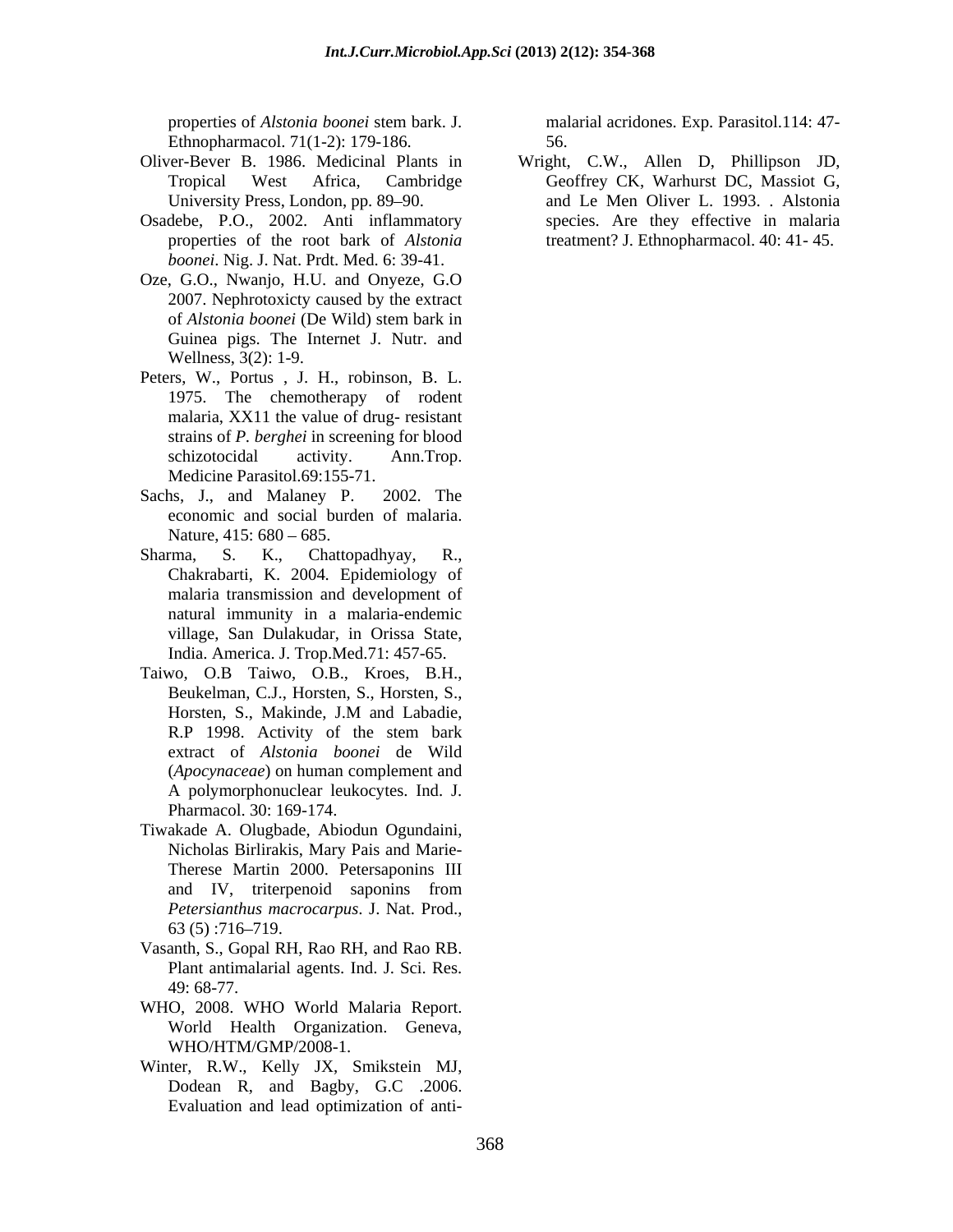properties of *Alstonia boonei* stem bark. J. Ethnopharmacol. 71(1-2): 179-186.

Oliver-Bever B. 1986. Medicinal Plants in Tropical West Africa, Cambridge University Press, London, pp. 89–90.

Osadebe, P.O., 2002. Anti inflammatory properties of the root bark of *Alstonia boonei*. Nig. J. Nat. Prdt. Med. 6: 39-41.

Oze, G.O., Nwanjo, H.U. and Onyeze, G.O 2007. Nephrotoxicty caused by the extract of *Alstonia boonei* (De Wild) stem bark in Guinea pigs. The Internet J. Nutr. and Wellness, 3(2): 1-9.

Peters, W., Portus , J. H., robinson, B. L. 1975. The chemotherapy of rodent malaria, XX11 the value of drug- resistant strains of *P. berghei* in screening for blood schizotocidal activity. Ann.Trop. Medicine Parasitol.69:155-71.

Sachs, J., and Malaney P. 2002. The economic and social burden of malaria. Nature, 415: 680 – 685.

Sharma, S. K., Chattopadhyay, R., Chakrabarti, K. 2004. Epidemiology of malaria transmission and development of natural immunity in a malaria-endemic village, San Dulakudar, in Orissa State, India. America. J. Trop.Med.71: 457-65.

Taiwo, O.B Taiwo, O.B., Kroes, B.H., Beukelman, C.J., Horsten, S., Horsten, S., Horsten, S., Makinde, J.M and Labadie, R.P 1998. Activity of the stem bark extract of *Alstonia boonei* de Wild (*Apocynaceae*) on human complement and A polymorphonuclear leukocytes. Ind. J. Pharmacol. 30: 169-174.

Tiwakade A. Olugbade, Abiodun Ogundaini, Nicholas Birlirakis, Mary Pais and Marie-Therese Martin 2000. Petersaponins III and IV, triterpenoid saponins from *Petersianthus macrocarpus*. J. Nat. Prod., 63 (5) :716–719.

Vasanth, S., Gopal RH, Rao RH, and Rao RB. Plant antimalarial agents. Ind. J. Sci. Res. 49: 68-77.

WHO, 2008. WHO World Malaria Report. World Health Organization. Geneva, WHO/HTM/GMP/2008-1.

Winter, R.W., Kelly JX, Smikstein MJ, Dodean R, and Bagby, G.C .2006. Evaluation and lead optimization of anti-malarial acridones. Exp. Parasitol.114: 47-56.

Wright, C.W., Allen D, Phillipson JD, Geoffrey CK, Warhurst DC, Massiot G, and Le Men Oliver L. 1993. . Alstonia species. Are they effective in malaria treatment? J. Ethnopharmacol. 40: 41- 45.